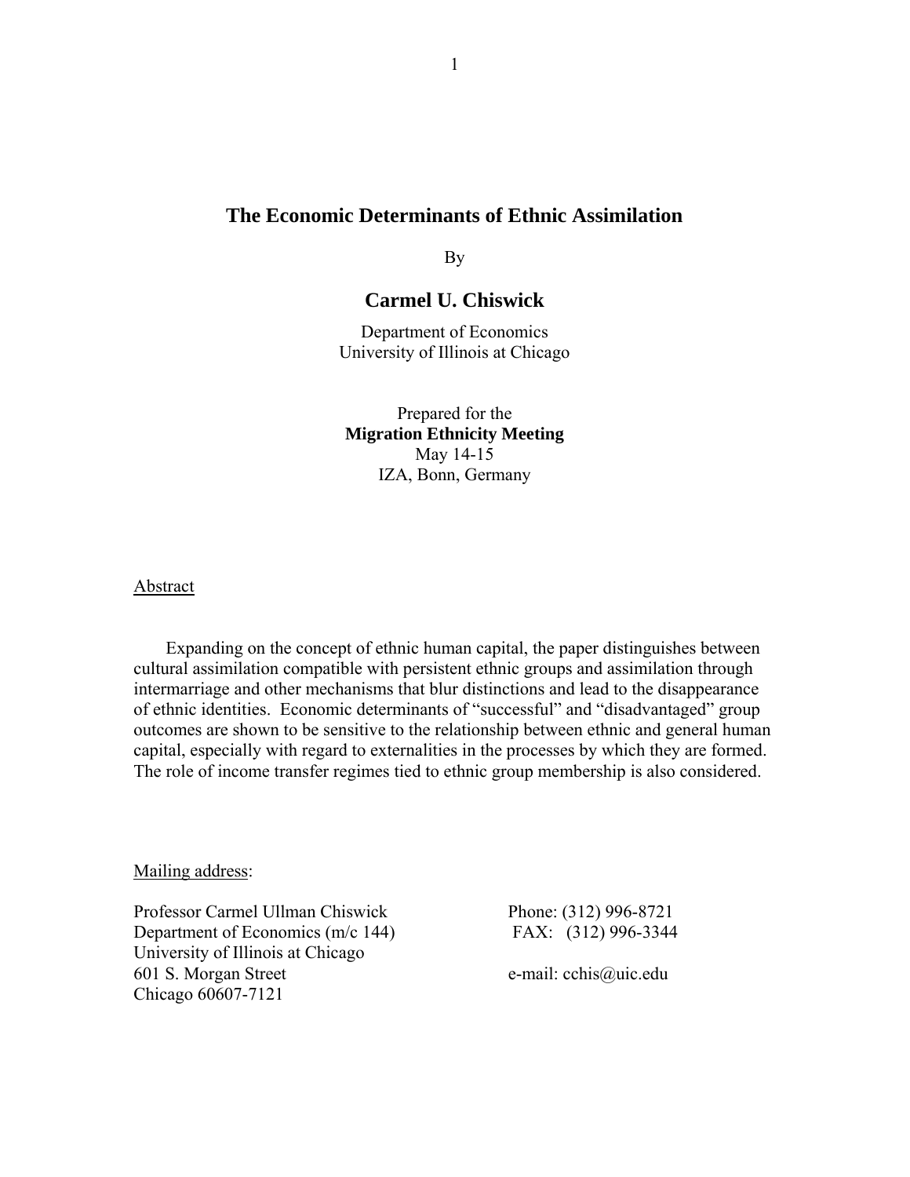# The Economic Determinants of Ethnic Assimilation

By

## Carmel U. Chiswick

Department of Economics
University of Illinois at Chicago

Prepared for the
**Migration Ethnicity Meeting**
May 14-15
IZA, Bonn, Germany

Abstract

Expanding on the concept of ethnic human capital, the paper distinguishes between cultural assimilation compatible with persistent ethnic groups and assimilation through intermarriage and other mechanisms that blur distinctions and lead to the disappearance of ethnic identities. Economic determinants of "successful" and "disadvantaged" group outcomes are shown to be sensitive to the relationship between ethnic and general human capital, especially with regard to externalities in the processes by which they are formed. The role of income transfer regimes tied to ethnic group membership is also considered.

Mailing address:

Professor Carmel Ullman Chiswick
Department of Economics (m/c 144)
University of Illinois at Chicago
601 S. Morgan Street
Chicago 60607-7121

Phone: (312) 996-8721
FAX: (312) 996-3344

e-mail: cchis@uic.edu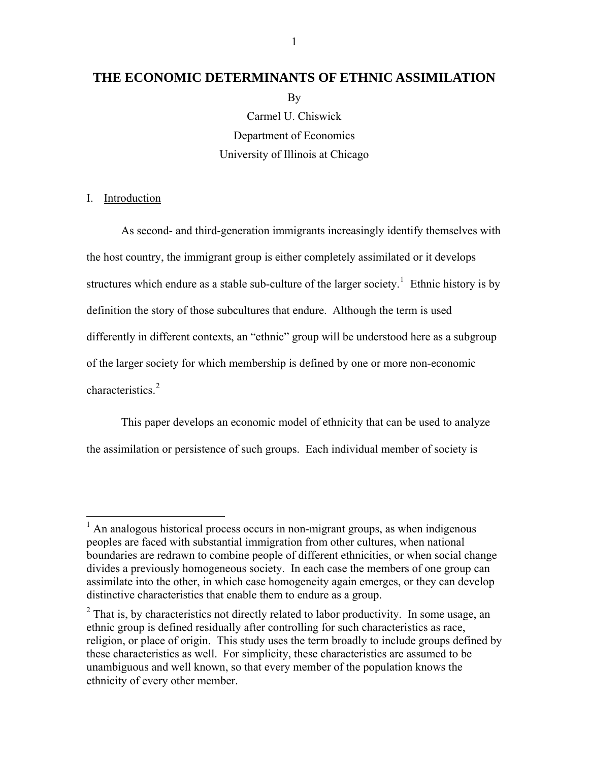# THE ECONOMIC DETERMINANTS OF ETHNIC ASSIMILATION

By

Carmel U. Chiswick

Department of Economics

University of Illinois at Chicago

## I. Introduction

As second- and third-generation immigrants increasingly identify themselves with the host country, the immigrant group is either completely assimilated or it develops structures which endure as a stable sub-culture of the larger society.[1] Ethnic history is by definition the story of those subcultures that endure. Although the term is used differently in different contexts, an "ethnic" group will be understood here as a subgroup of the larger society for which membership is defined by one or more non-economic characteristics.[2]

This paper develops an economic model of ethnicity that can be used to analyze the assimilation or persistence of such groups. Each individual member of society is

---

[1] An analogous historical process occurs in non-migrant groups, as when indigenous peoples are faced with substantial immigration from other cultures, when national boundaries are redrawn to combine people of different ethnicities, or when social change divides a previously homogeneous society. In each case the members of one group can assimilate into the other, in which case homogeneity again emerges, or they can develop distinctive characteristics that enable them to endure as a group.

[2] That is, by characteristics not directly related to labor productivity. In some usage, an ethnic group is defined residually after controlling for such characteristics as race, religion, or place of origin. This study uses the term broadly to include groups defined by these characteristics as well. For simplicity, these characteristics are assumed to be unambiguous and well known, so that every member of the population knows the ethnicity of every other member.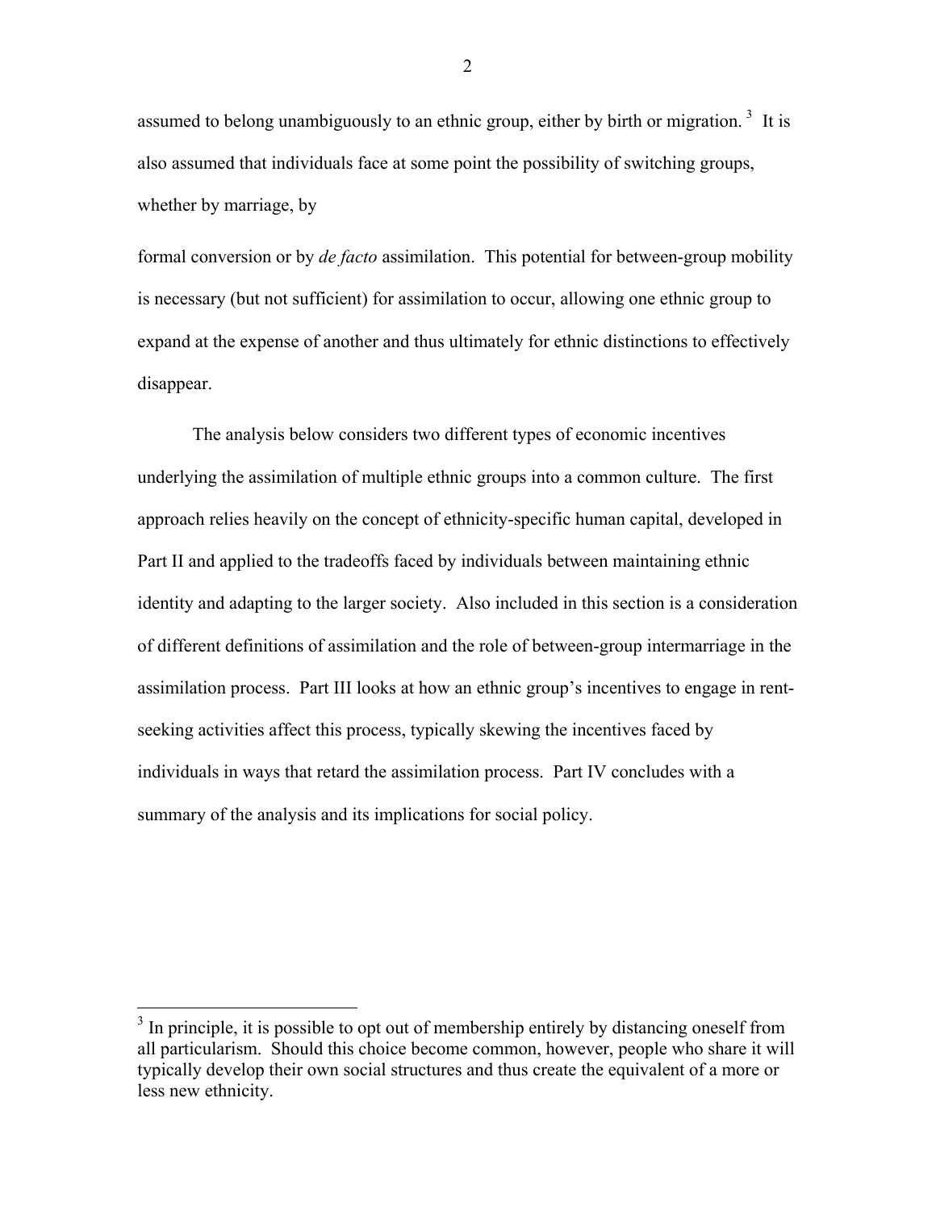assumed to belong unambiguously to an ethnic group, either by birth or migration.[3] It is also assumed that individuals face at some point the possibility of switching groups, whether by marriage, by formal conversion or by *de facto* assimilation. This potential for between-group mobility is necessary (but not sufficient) for assimilation to occur, allowing one ethnic group to expand at the expense of another and thus ultimately for ethnic distinctions to effectively disappear.

The analysis below considers two different types of economic incentives underlying the assimilation of multiple ethnic groups into a common culture. The first approach relies heavily on the concept of ethnicity-specific human capital, developed in Part II and applied to the tradeoffs faced by individuals between maintaining ethnic identity and adapting to the larger society. Also included in this section is a consideration of different definitions of assimilation and the role of between-group intermarriage in the assimilation process. Part III looks at how an ethnic group's incentives to engage in rent-seeking activities affect this process, typically skewing the incentives faced by individuals in ways that retard the assimilation process. Part IV concludes with a summary of the analysis and its implications for social policy.

[3] In principle, it is possible to opt out of membership entirely by distancing oneself from all particularism. Should this choice become common, however, people who share it will typically develop their own social structures and thus create the equivalent of a more or less new ethnicity.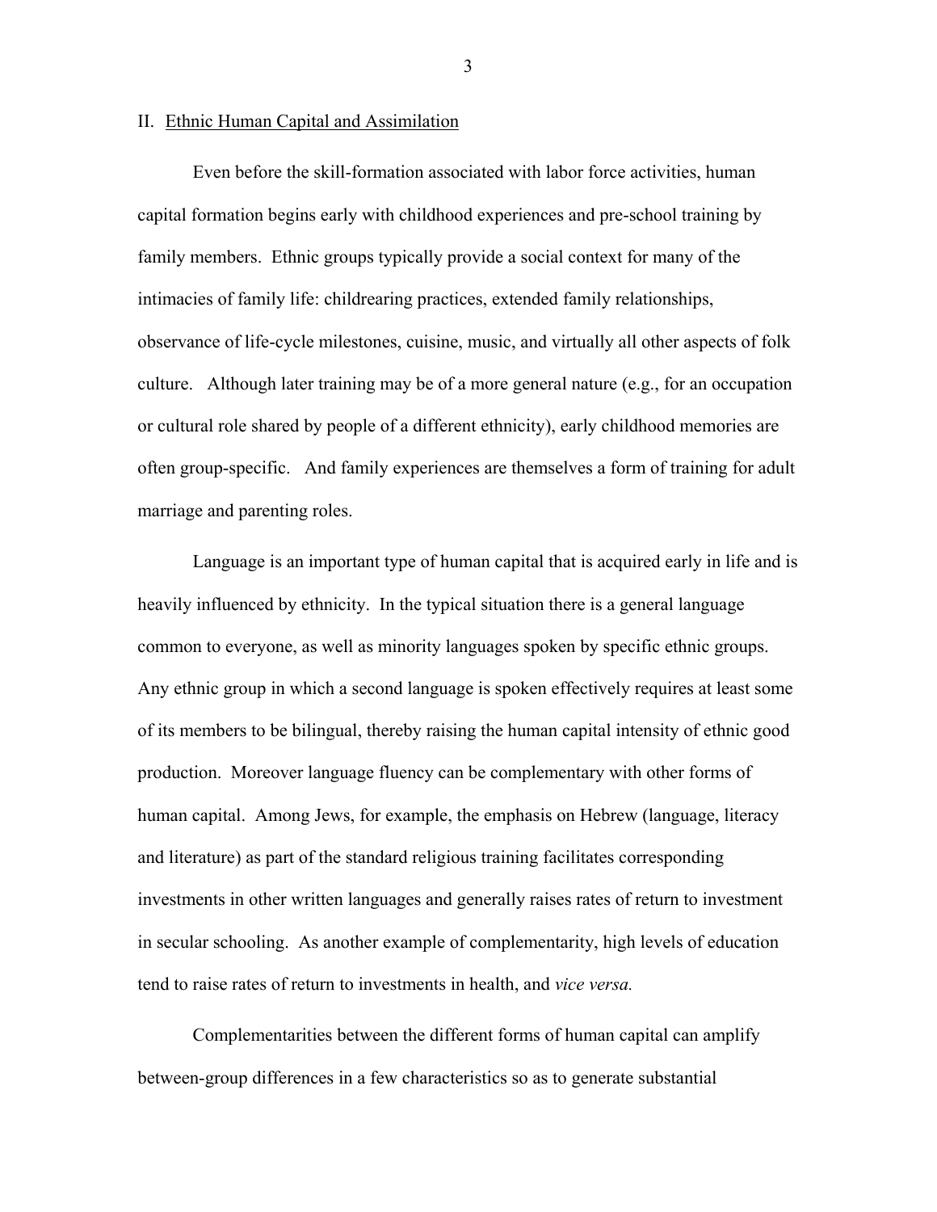## II. Ethnic Human Capital and Assimilation

Even before the skill-formation associated with labor force activities, human capital formation begins early with childhood experiences and pre-school training by family members. Ethnic groups typically provide a social context for many of the intimacies of family life: childrearing practices, extended family relationships, observance of life-cycle milestones, cuisine, music, and virtually all other aspects of folk culture. Although later training may be of a more general nature (e.g., for an occupation or cultural role shared by people of a different ethnicity), early childhood memories are often group-specific. And family experiences are themselves a form of training for adult marriage and parenting roles.

Language is an important type of human capital that is acquired early in life and is heavily influenced by ethnicity. In the typical situation there is a general language common to everyone, as well as minority languages spoken by specific ethnic groups. Any ethnic group in which a second language is spoken effectively requires at least some of its members to be bilingual, thereby raising the human capital intensity of ethnic good production. Moreover language fluency can be complementary with other forms of human capital. Among Jews, for example, the emphasis on Hebrew (language, literacy and literature) as part of the standard religious training facilitates corresponding investments in other written languages and generally raises rates of return to investment in secular schooling. As another example of complementarity, high levels of education tend to raise rates of return to investments in health, and *vice versa.*

Complementarities between the different forms of human capital can amplify between-group differences in a few characteristics so as to generate substantial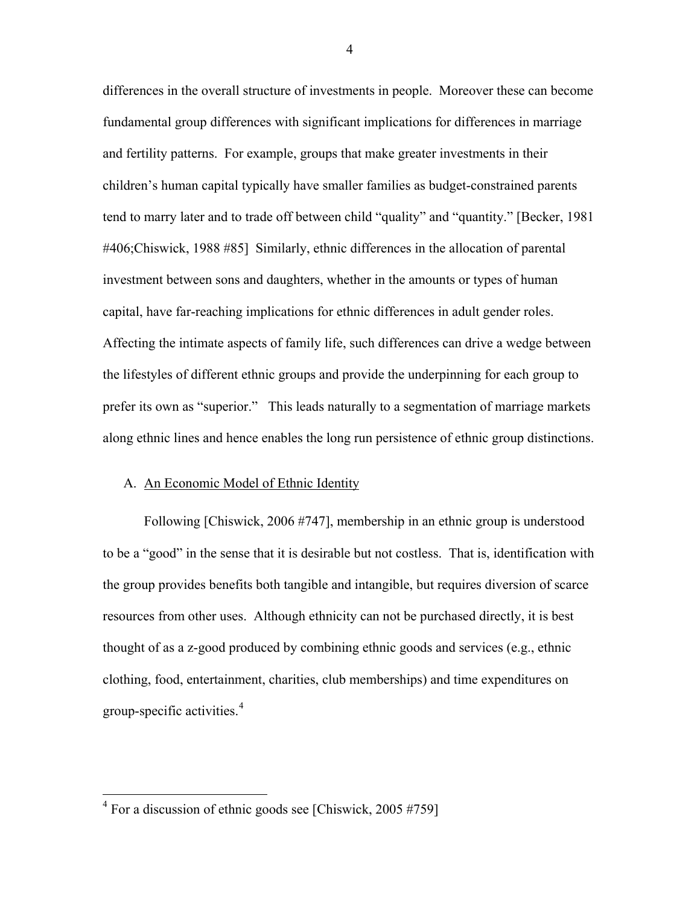differences in the overall structure of investments in people. Moreover these can become fundamental group differences with significant implications for differences in marriage and fertility patterns. For example, groups that make greater investments in their children's human capital typically have smaller families as budget-constrained parents tend to marry later and to trade off between child "quality" and "quantity." [Becker, 1981 #406;Chiswick, 1988 #85] Similarly, ethnic differences in the allocation of parental investment between sons and daughters, whether in the amounts or types of human capital, have far-reaching implications for ethnic differences in adult gender roles. Affecting the intimate aspects of family life, such differences can drive a wedge between the lifestyles of different ethnic groups and provide the underpinning for each group to prefer its own as "superior." This leads naturally to a segmentation of marriage markets along ethnic lines and hence enables the long run persistence of ethnic group distinctions.

## A. An Economic Model of Ethnic Identity

Following [Chiswick, 2006 #747], membership in an ethnic group is understood to be a "good" in the sense that it is desirable but not costless. That is, identification with the group provides benefits both tangible and intangible, but requires diversion of scarce resources from other uses. Although ethnicity can not be purchased directly, it is best thought of as a z-good produced by combining ethnic goods and services (e.g., ethnic clothing, food, entertainment, charities, club memberships) and time expenditures on group-specific activities.[4]

---

[4] For a discussion of ethnic goods see [Chiswick, 2005 #759]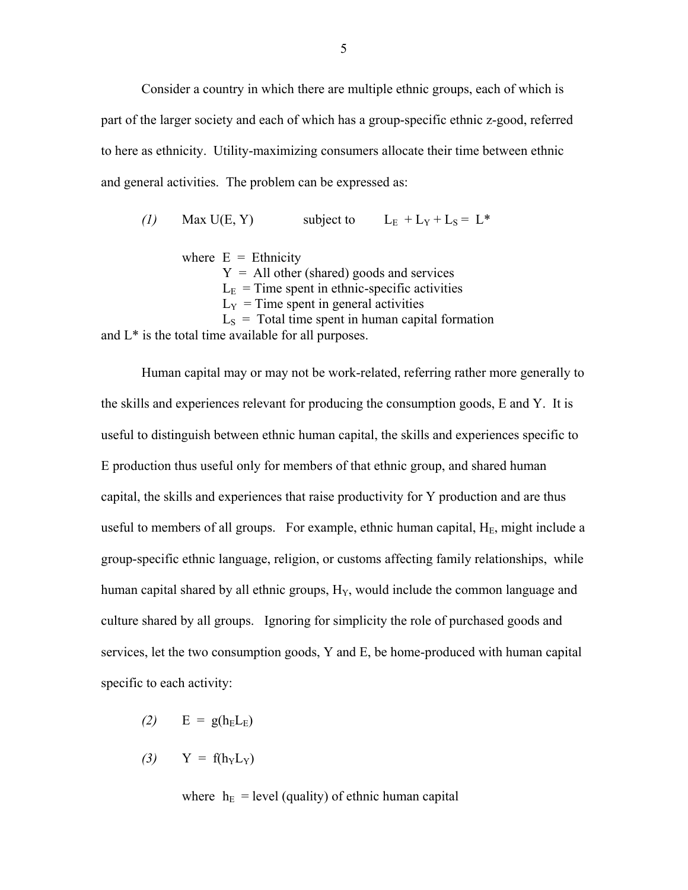Consider a country in which there are multiple ethnic groups, each of which is part of the larger society and each of which has a group-specific ethnic z-good, referred to here as ethnicity. Utility-maximizing consumers allocate their time between ethnic and general activities. The problem can be expressed as:

$$\text{(1)} \qquad \text{Max } U(E, Y) \qquad \text{subject to} \qquad L_E + L_Y + L_S = L^*$$

where $E$ = Ethnicity
$Y$ = All other (shared) goods and services
$L_E$ = Time spent in ethnic-specific activities
$L_Y$ = Time spent in general activities
$L_S$ = Total time spent in human capital formation
and $L^*$ is the total time available for all purposes.

Human capital may or may not be work-related, referring rather more generally to the skills and experiences relevant for producing the consumption goods, E and Y. It is useful to distinguish between ethnic human capital, the skills and experiences specific to E production thus useful only for members of that ethnic group, and shared human capital, the skills and experiences that raise productivity for Y production and are thus useful to members of all groups. For example, ethnic human capital, $H_E$, might include a group-specific ethnic language, religion, or customs affecting family relationships, while human capital shared by all ethnic groups, $H_Y$, would include the common language and culture shared by all groups. Ignoring for simplicity the role of purchased goods and services, let the two consumption goods, Y and E, be home-produced with human capital specific to each activity:

$$\text{(2)} \qquad E = g(h_E L_E)$$

$$\text{(3)} \qquad Y = f(h_Y L_Y)$$

where $h_E$ = level (quality) of ethnic human capital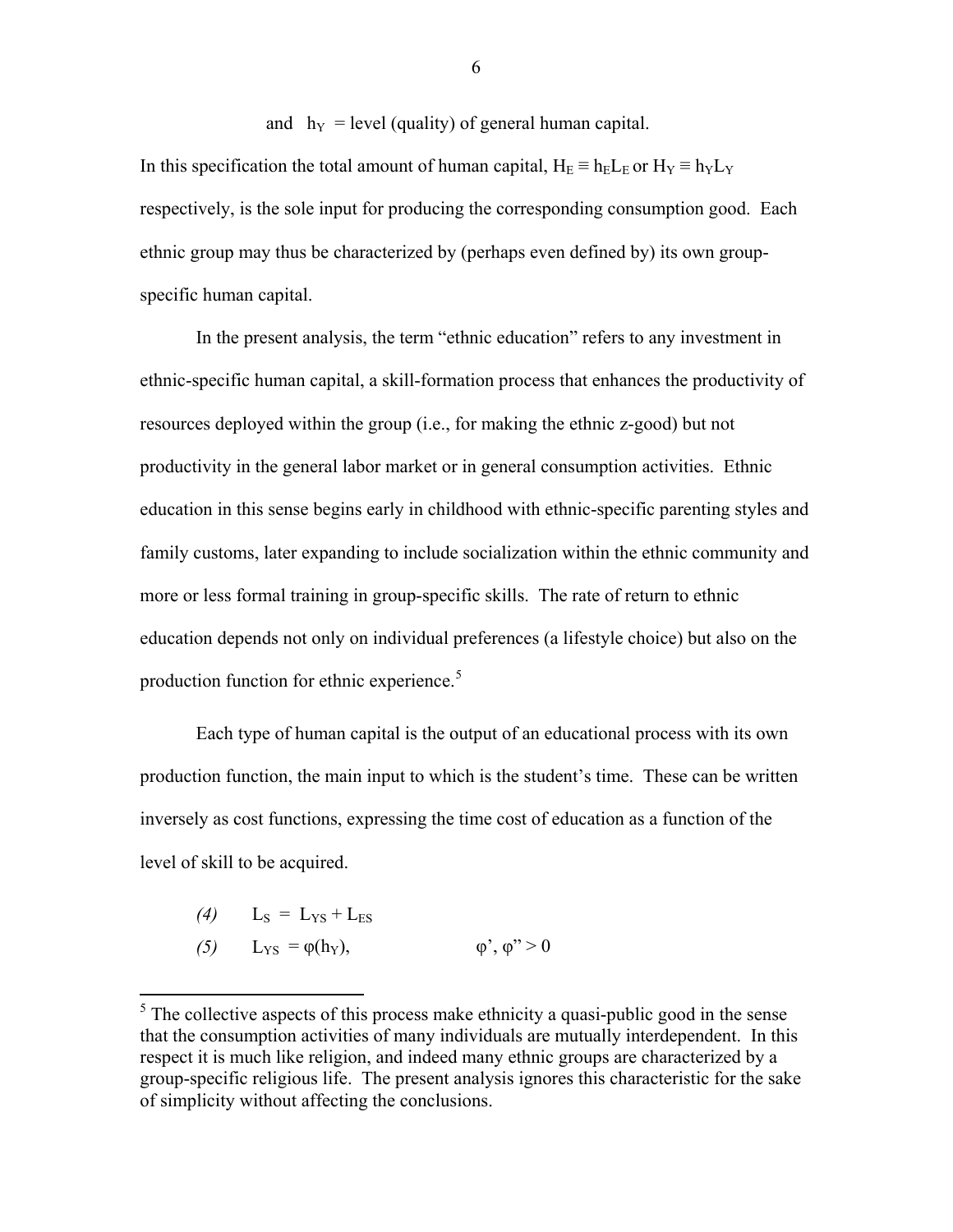and $h_Y$ = level (quality) of general human capital.

In this specification the total amount of human capital, $H_E \equiv h_E L_E$ or $H_Y \equiv h_Y L_Y$ respectively, is the sole input for producing the corresponding consumption good. Each ethnic group may thus be characterized by (perhaps even defined by) its own group-specific human capital.

In the present analysis, the term "ethnic education" refers to any investment in ethnic-specific human capital, a skill-formation process that enhances the productivity of resources deployed within the group (i.e., for making the ethnic z-good) but not productivity in the general labor market or in general consumption activities. Ethnic education in this sense begins early in childhood with ethnic-specific parenting styles and family customs, later expanding to include socialization within the ethnic community and more or less formal training in group-specific skills. The rate of return to ethnic education depends not only on individual preferences (a lifestyle choice) but also on the production function for ethnic experience.[5]

Each type of human capital is the output of an educational process with its own production function, the main input to which is the student's time. These can be written inversely as cost functions, expressing the time cost of education as a function of the level of skill to be acquired.

*(4)* $\quad L_S = L_{YS} + L_{ES}$

*(5)* $\quad L_{YS} = \varphi(h_Y), \qquad \varphi', \varphi'' > 0$

---

[5] The collective aspects of this process make ethnicity a quasi-public good in the sense that the consumption activities of many individuals are mutually interdependent. In this respect it is much like religion, and indeed many ethnic groups are characterized by a group-specific religious life. The present analysis ignores this characteristic for the sake of simplicity without affecting the conclusions.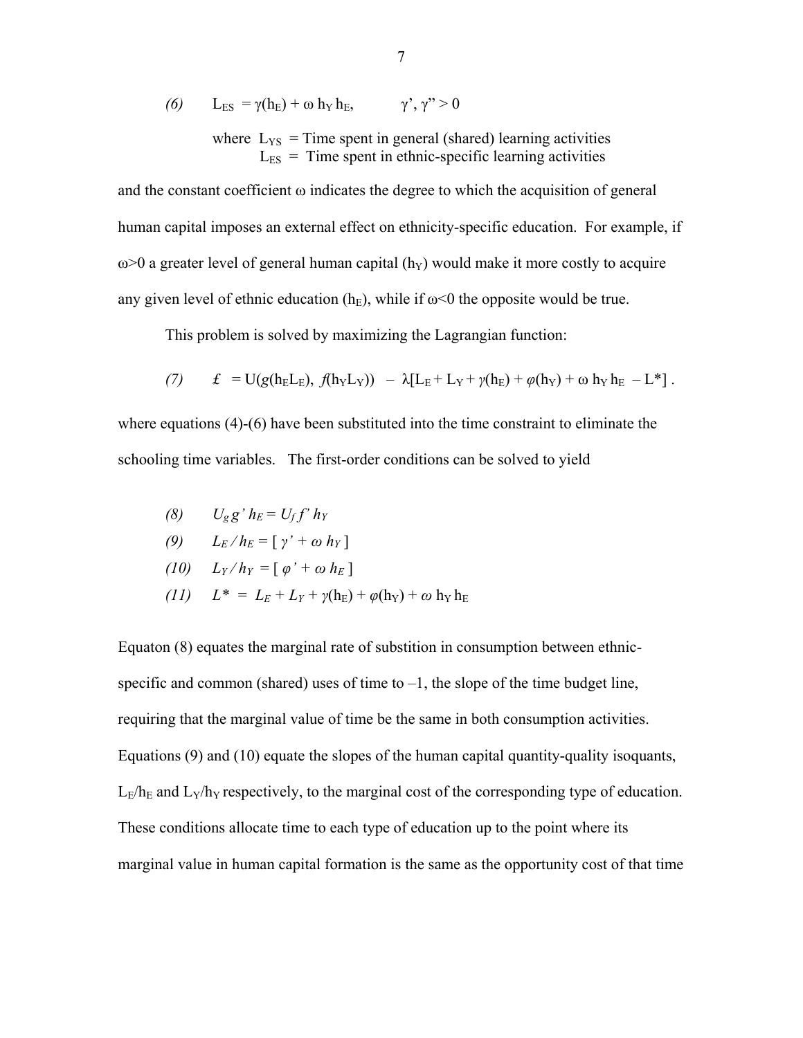$$(6) \qquad L_{ES} = \gamma(h_E) + \omega\, h_Y\, h_E, \qquad \gamma', \gamma'' > 0$$

where $L_{YS}$ = Time spent in general (shared) learning activities
$L_{ES}$ = Time spent in ethnic-specific learning activities

and the constant coefficient $\omega$ indicates the degree to which the acquisition of general human capital imposes an external effect on ethnicity-specific education. For example, if $\omega>0$ a greater level of general human capital ($h_Y$) would make it more costly to acquire any given level of ethnic education ($h_E$), while if $\omega<0$ the opposite would be true.

This problem is solved by maximizing the Lagrangian function:

$$(7) \qquad \pounds \;= U(g(h_E L_E),\; f(h_Y L_Y)) \;-\; \lambda[L_E + L_Y + \gamma(h_E) + \varphi(h_Y) + \omega\, h_Y\, h_E \;- L^*]\,.$$

where equations (4)-(6) have been substituted into the time constraint to eliminate the schooling time variables. The first-order conditions can be solved to yield

$$(8) \qquad U_g\, g'\, h_E = U_f\, f'\, h_Y$$

$$(9) \qquad L_E\, /\, h_E = [\, \gamma' + \omega\, h_Y\, ]$$

$$(10) \qquad L_Y\, /\, h_Y \;= [\, \varphi' + \omega\, h_E\, ]$$

$$(11) \qquad L^* \;=\; L_E + L_Y + \gamma(h_E) + \varphi(h_Y) + \omega\, h_Y\, h_E$$

Equaton (8) equates the marginal rate of substition in consumption between ethnic-specific and common (shared) uses of time to –1, the slope of the time budget line, requiring that the marginal value of time be the same in both consumption activities. Equations (9) and (10) equate the slopes of the human capital quantity-quality isoquants, $L_E/h_E$ and $L_Y/h_Y$ respectively, to the marginal cost of the corresponding type of education. These conditions allocate time to each type of education up to the point where its marginal value in human capital formation is the same as the opportunity cost of that time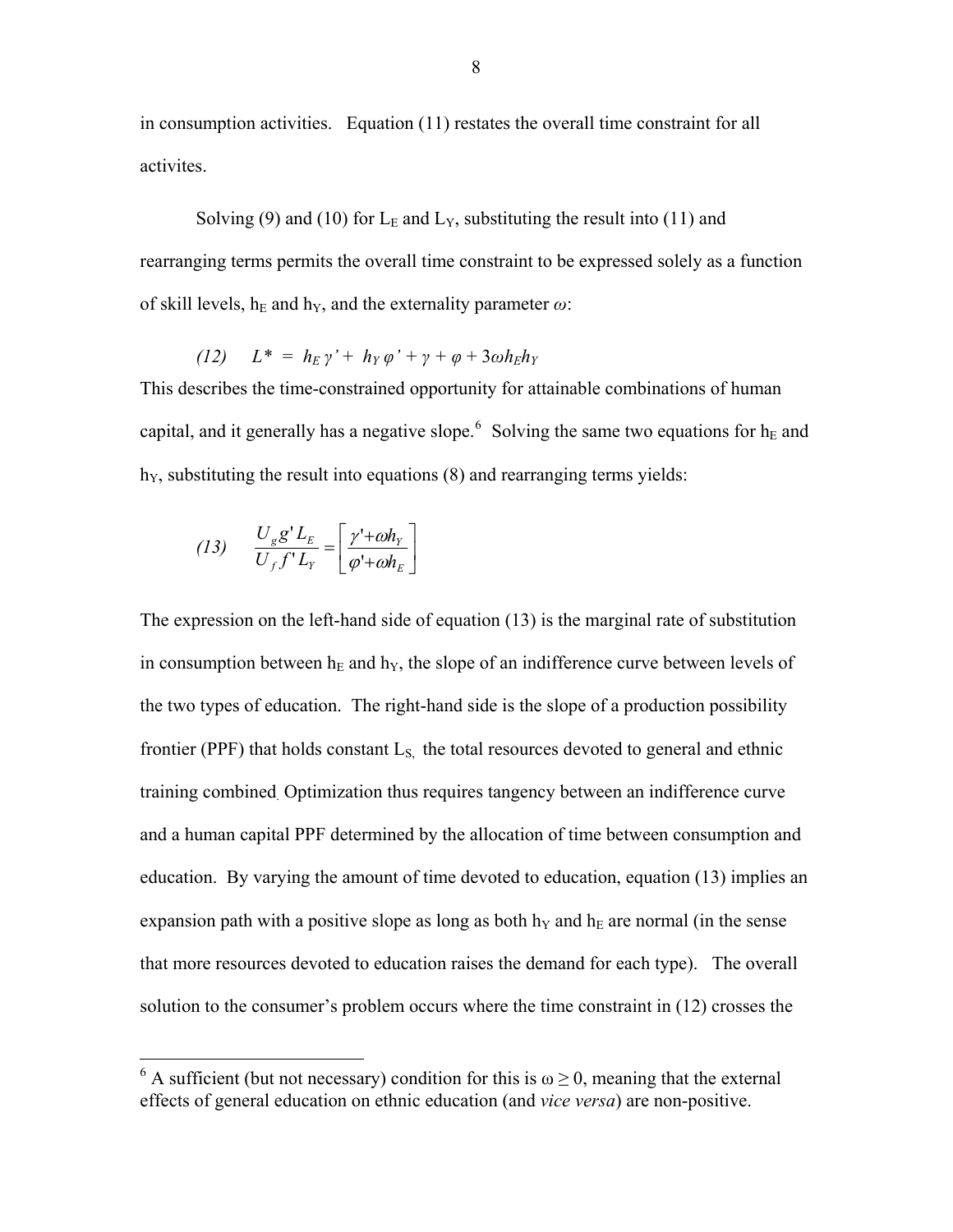in consumption activities. Equation (11) restates the overall time constraint for all activites.

Solving (9) and (10) for $L_E$ and $L_Y$, substituting the result into (11) and rearranging terms permits the overall time constraint to be expressed solely as a function of skill levels, $h_E$ and $h_Y$, and the externality parameter $\omega$:

$$(12) \quad L^* = h_E\gamma' + h_Y\varphi' + \gamma + \varphi + 3\omega h_E h_Y$$

This describes the time-constrained opportunity for attainable combinations of human capital, and it generally has a negative slope.[6] Solving the same two equations for $h_E$ and $h_Y$, substituting the result into equations (8) and rearranging terms yields:

$$(13) \quad \frac{U_g g' L_E}{U_f f' L_Y} = \left[\frac{\gamma' + \omega h_Y}{\varphi' + \omega h_E}\right]$$

The expression on the left-hand side of equation (13) is the marginal rate of substitution in consumption between $h_E$ and $h_Y$, the slope of an indifference curve between levels of the two types of education. The right-hand side is the slope of a production possibility frontier (PPF) that holds constant $L_S$, the total resources devoted to general and ethnic training combined. Optimization thus requires tangency between an indifference curve and a human capital PPF determined by the allocation of time between consumption and education. By varying the amount of time devoted to education, equation (13) implies an expansion path with a positive slope as long as both $h_Y$ and $h_E$ are normal (in the sense that more resources devoted to education raises the demand for each type). The overall solution to the consumer's problem occurs where the time constraint in (12) crosses the

[6] A sufficient (but not necessary) condition for this is $\omega \geq 0$, meaning that the external effects of general education on ethnic education (and *vice versa*) are non-positive.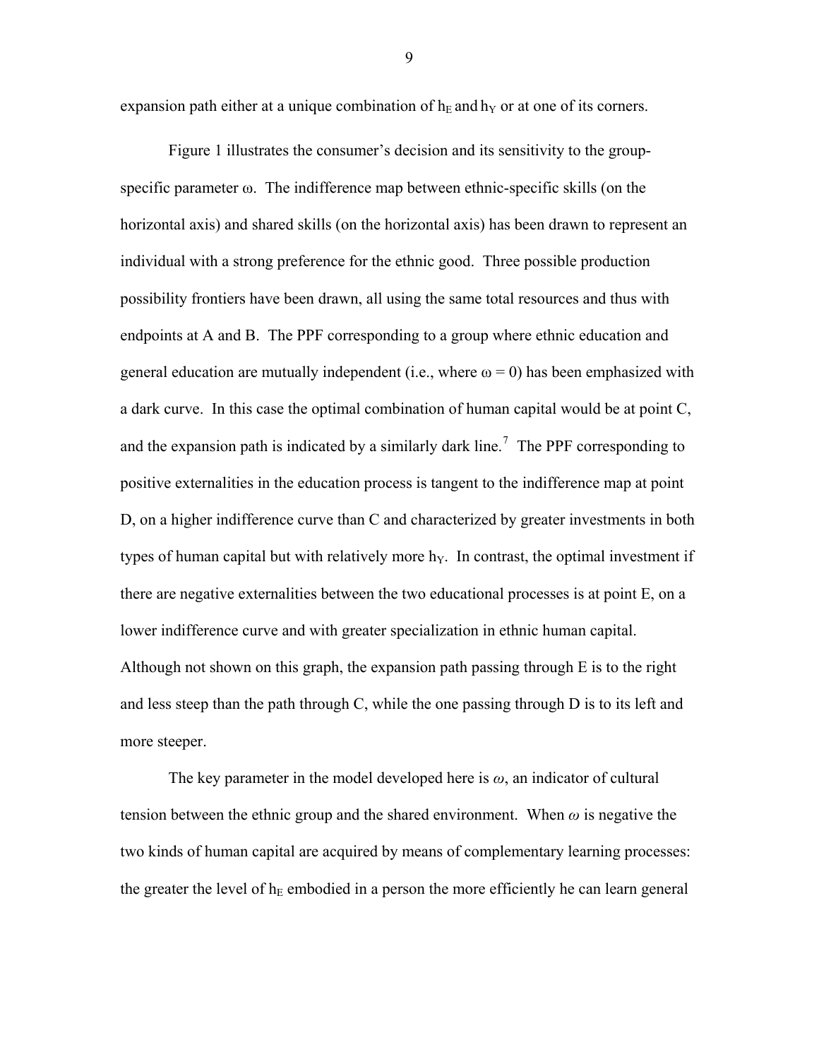expansion path either at a unique combination of $h_E$ and $h_Y$ or at one of its corners.

Figure 1 illustrates the consumer's decision and its sensitivity to the group-specific parameter ω. The indifference map between ethnic-specific skills (on the horizontal axis) and shared skills (on the horizontal axis) has been drawn to represent an individual with a strong preference for the ethnic good. Three possible production possibility frontiers have been drawn, all using the same total resources and thus with endpoints at A and B. The PPF corresponding to a group where ethnic education and general education are mutually independent (i.e., where $\omega = 0$) has been emphasized with a dark curve. In this case the optimal combination of human capital would be at point C, and the expansion path is indicated by a similarly dark line.[7] The PPF corresponding to positive externalities in the education process is tangent to the indifference map at point D, on a higher indifference curve than C and characterized by greater investments in both types of human capital but with relatively more $h_Y$. In contrast, the optimal investment if there are negative externalities between the two educational processes is at point E, on a lower indifference curve and with greater specialization in ethnic human capital. Although not shown on this graph, the expansion path passing through E is to the right and less steep than the path through C, while the one passing through D is to its left and more steeper.

The key parameter in the model developed here is *ω*, an indicator of cultural tension between the ethnic group and the shared environment. When *ω* is negative the two kinds of human capital are acquired by means of complementary learning processes: the greater the level of $h_E$ embodied in a person the more efficiently he can learn general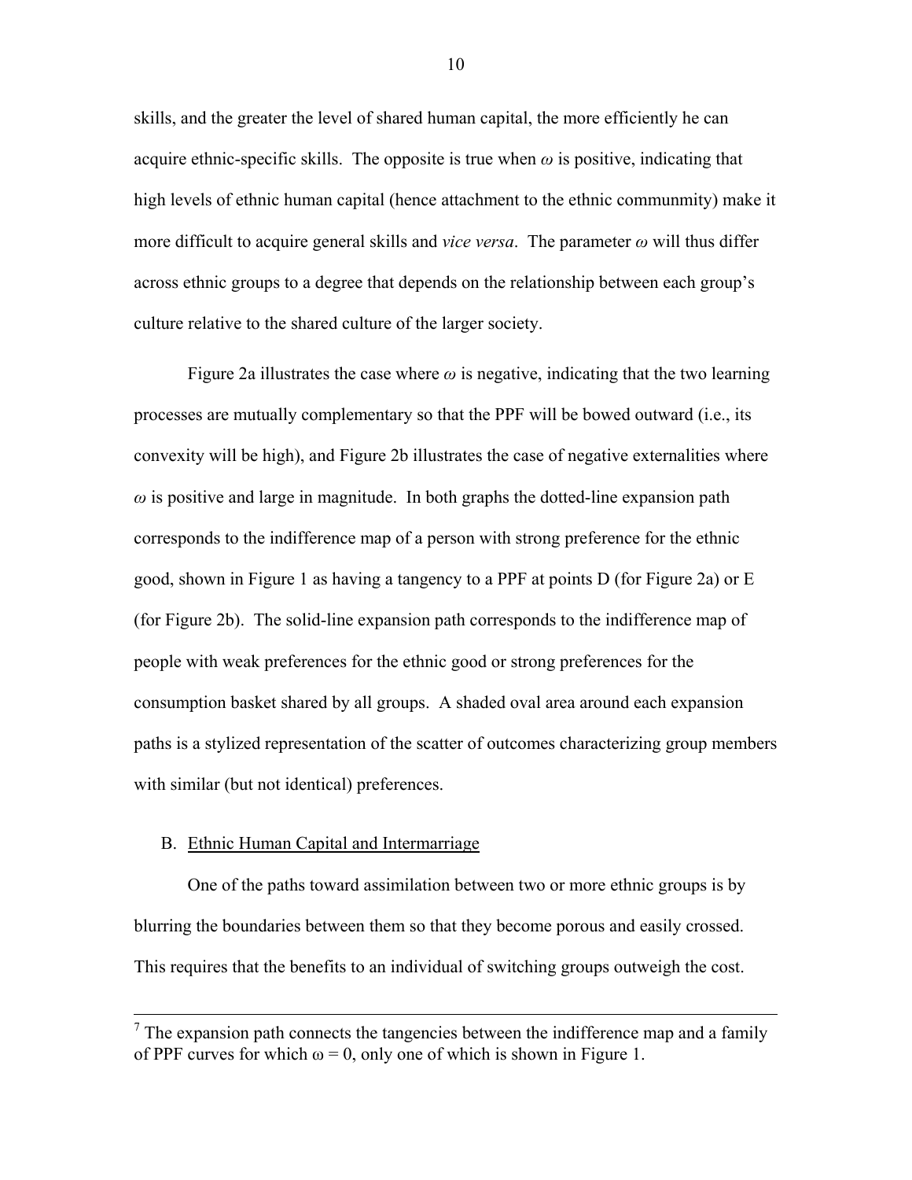skills, and the greater the level of shared human capital, the more efficiently he can acquire ethnic-specific skills. The opposite is true when $\omega$ is positive, indicating that high levels of ethnic human capital (hence attachment to the ethnic communmity) make it more difficult to acquire general skills and *vice versa*. The parameter $\omega$ will thus differ across ethnic groups to a degree that depends on the relationship between each group's culture relative to the shared culture of the larger society.

Figure 2a illustrates the case where $\omega$ is negative, indicating that the two learning processes are mutually complementary so that the PPF will be bowed outward (i.e., its convexity will be high), and Figure 2b illustrates the case of negative externalities where $\omega$ is positive and large in magnitude. In both graphs the dotted-line expansion path corresponds to the indifference map of a person with strong preference for the ethnic good, shown in Figure 1 as having a tangency to a PPF at points D (for Figure 2a) or E (for Figure 2b). The solid-line expansion path corresponds to the indifference map of people with weak preferences for the ethnic good or strong preferences for the consumption basket shared by all groups. A shaded oval area around each expansion paths is a stylized representation of the scatter of outcomes characterizing group members with similar (but not identical) preferences.

B. Ethnic Human Capital and Intermarriage

One of the paths toward assimilation between two or more ethnic groups is by blurring the boundaries between them so that they become porous and easily crossed. This requires that the benefits to an individual of switching groups outweigh the cost.

---

[7] The expansion path connects the tangencies between the indifference map and a family of PPF curves for which $\omega = 0$, only one of which is shown in Figure 1.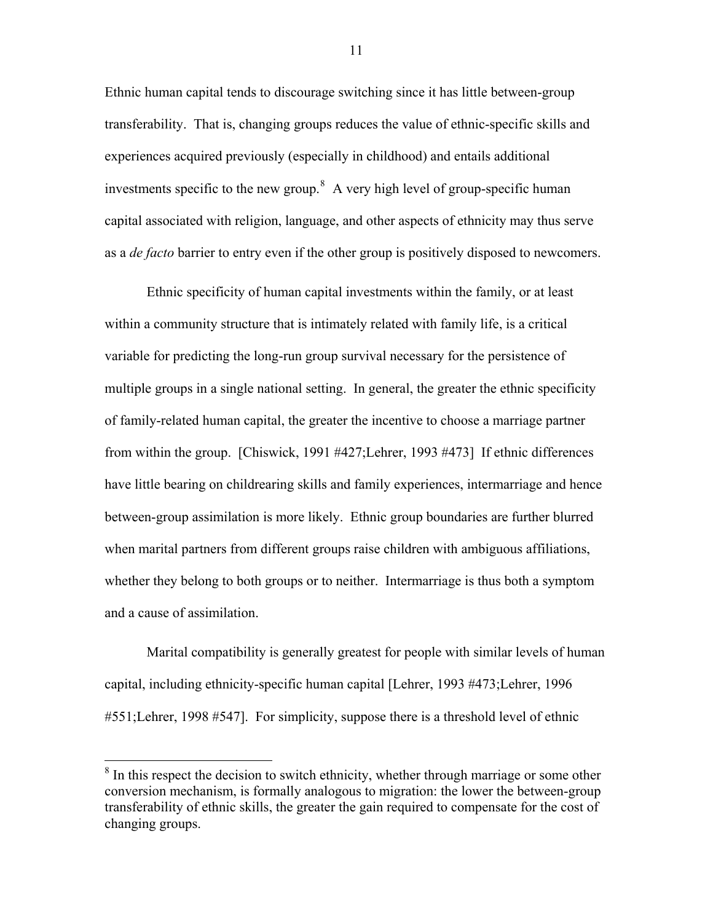Ethnic human capital tends to discourage switching since it has little between-group transferability. That is, changing groups reduces the value of ethnic-specific skills and experiences acquired previously (especially in childhood) and entails additional investments specific to the new group.[8] A very high level of group-specific human capital associated with religion, language, and other aspects of ethnicity may thus serve as a *de facto* barrier to entry even if the other group is positively disposed to newcomers.

Ethnic specificity of human capital investments within the family, or at least within a community structure that is intimately related with family life, is a critical variable for predicting the long-run group survival necessary for the persistence of multiple groups in a single national setting. In general, the greater the ethnic specificity of family-related human capital, the greater the incentive to choose a marriage partner from within the group. [Chiswick, 1991 #427;Lehrer, 1993 #473] If ethnic differences have little bearing on childrearing skills and family experiences, intermarriage and hence between-group assimilation is more likely. Ethnic group boundaries are further blurred when marital partners from different groups raise children with ambiguous affiliations, whether they belong to both groups or to neither. Intermarriage is thus both a symptom and a cause of assimilation.

Marital compatibility is generally greatest for people with similar levels of human capital, including ethnicity-specific human capital [Lehrer, 1993 #473;Lehrer, 1996 #551;Lehrer, 1998 #547]. For simplicity, suppose there is a threshold level of ethnic

---

[8] In this respect the decision to switch ethnicity, whether through marriage or some other conversion mechanism, is formally analogous to migration: the lower the between-group transferability of ethnic skills, the greater the gain required to compensate for the cost of changing groups.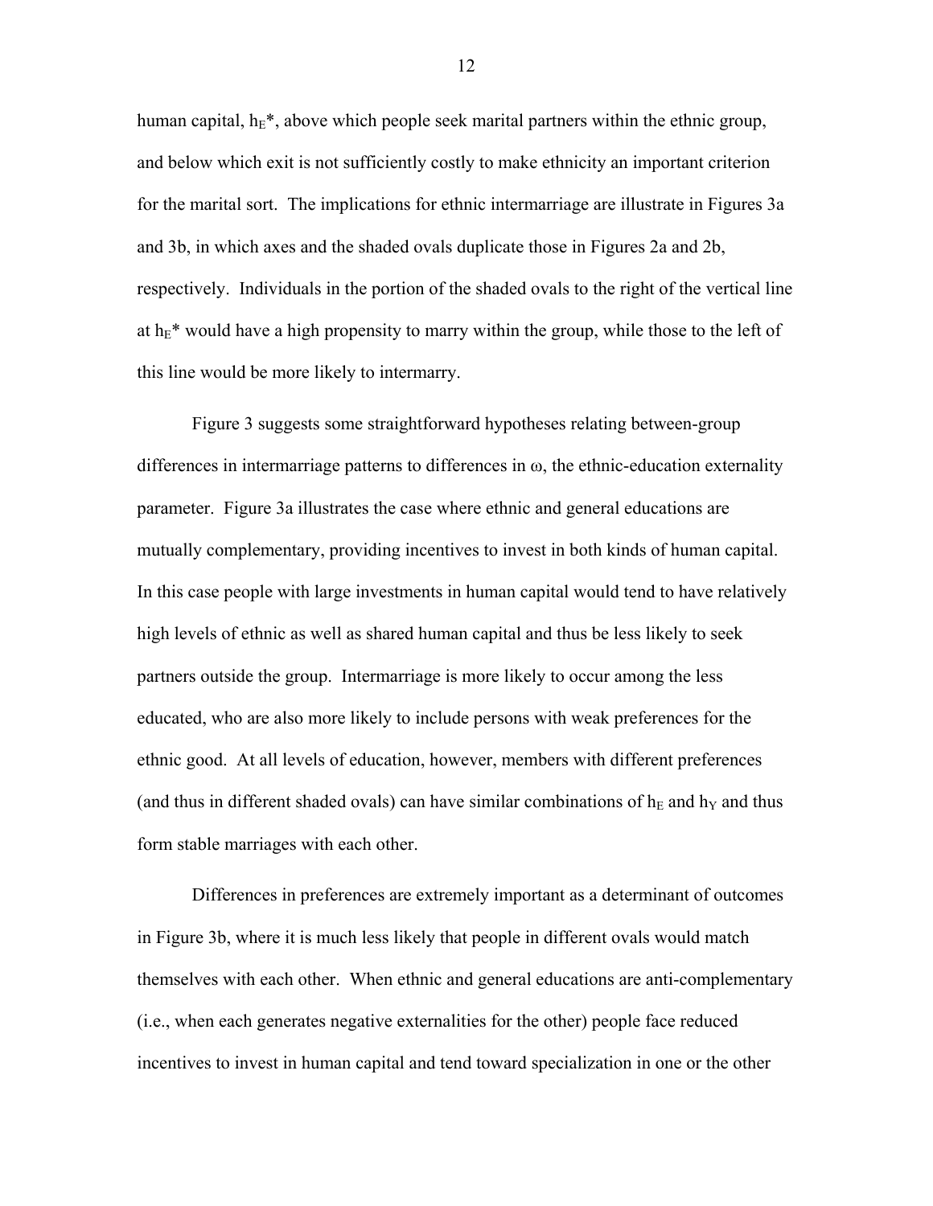human capital, $h_E$*, above which people seek marital partners within the ethnic group, and below which exit is not sufficiently costly to make ethnicity an important criterion for the marital sort. The implications for ethnic intermarriage are illustrate in Figures 3a and 3b, in which axes and the shaded ovals duplicate those in Figures 2a and 2b, respectively. Individuals in the portion of the shaded ovals to the right of the vertical line at $h_E$* would have a high propensity to marry within the group, while those to the left of this line would be more likely to intermarry.

Figure 3 suggests some straightforward hypotheses relating between-group differences in intermarriage patterns to differences in $\omega$, the ethnic-education externality parameter. Figure 3a illustrates the case where ethnic and general educations are mutually complementary, providing incentives to invest in both kinds of human capital. In this case people with large investments in human capital would tend to have relatively high levels of ethnic as well as shared human capital and thus be less likely to seek partners outside the group. Intermarriage is more likely to occur among the less educated, who are also more likely to include persons with weak preferences for the ethnic good. At all levels of education, however, members with different preferences (and thus in different shaded ovals) can have similar combinations of $h_E$ and $h_Y$ and thus form stable marriages with each other.

Differences in preferences are extremely important as a determinant of outcomes in Figure 3b, where it is much less likely that people in different ovals would match themselves with each other. When ethnic and general educations are anti-complementary (i.e., when each generates negative externalities for the other) people face reduced incentives to invest in human capital and tend toward specialization in one or the other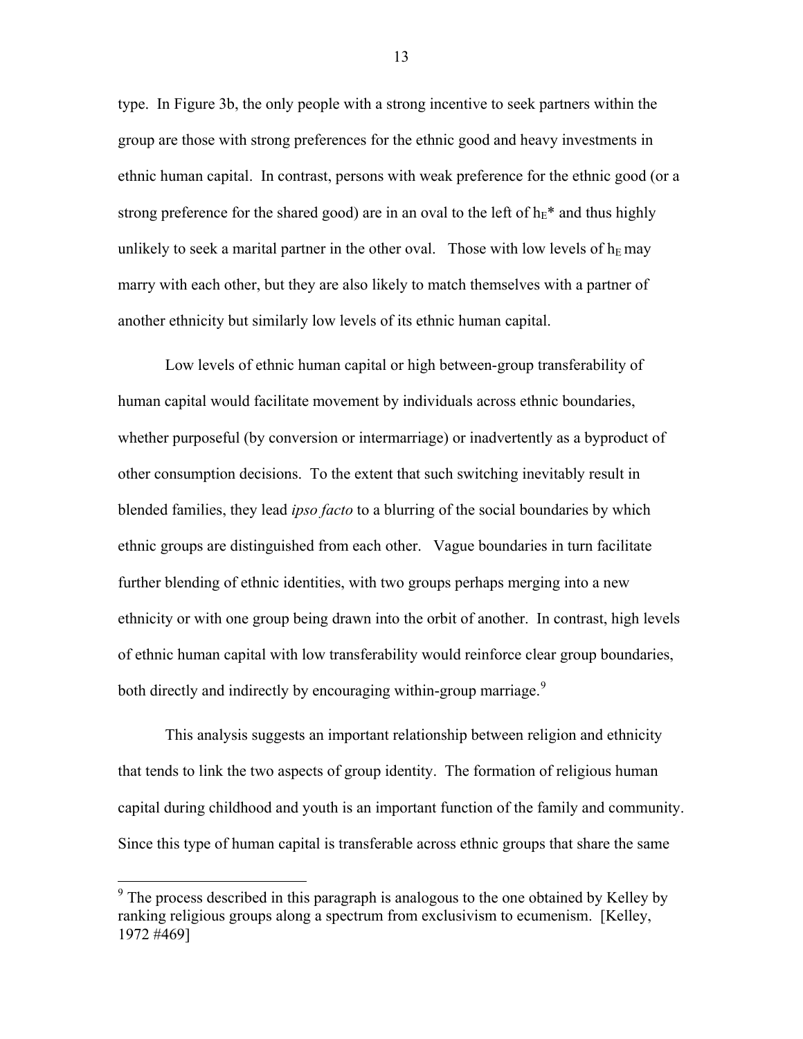type. In Figure 3b, the only people with a strong incentive to seek partners within the group are those with strong preferences for the ethnic good and heavy investments in ethnic human capital. In contrast, persons with weak preference for the ethnic good (or a strong preference for the shared good) are in an oval to the left of $h_E$* and thus highly unlikely to seek a marital partner in the other oval. Those with low levels of $h_E$ may marry with each other, but they are also likely to match themselves with a partner of another ethnicity but similarly low levels of its ethnic human capital.

Low levels of ethnic human capital or high between-group transferability of human capital would facilitate movement by individuals across ethnic boundaries, whether purposeful (by conversion or intermarriage) or inadvertently as a byproduct of other consumption decisions. To the extent that such switching inevitably result in blended families, they lead *ipso facto* to a blurring of the social boundaries by which ethnic groups are distinguished from each other. Vague boundaries in turn facilitate further blending of ethnic identities, with two groups perhaps merging into a new ethnicity or with one group being drawn into the orbit of another. In contrast, high levels of ethnic human capital with low transferability would reinforce clear group boundaries, both directly and indirectly by encouraging within-group marriage.[9]

This analysis suggests an important relationship between religion and ethnicity that tends to link the two aspects of group identity. The formation of religious human capital during childhood and youth is an important function of the family and community. Since this type of human capital is transferable across ethnic groups that share the same

[9] The process described in this paragraph is analogous to the one obtained by Kelley by ranking religious groups along a spectrum from exclusivism to ecumenism. [Kelley, 1972 #469]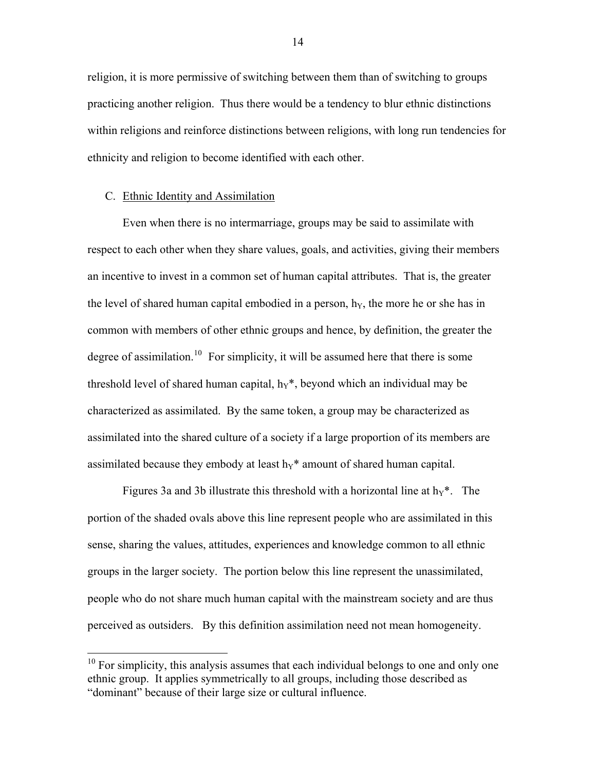religion, it is more permissive of switching between them than of switching to groups practicing another religion. Thus there would be a tendency to blur ethnic distinctions within religions and reinforce distinctions between religions, with long run tendencies for ethnicity and religion to become identified with each other.

### C. Ethnic Identity and Assimilation

Even when there is no intermarriage, groups may be said to assimilate with respect to each other when they share values, goals, and activities, giving their members an incentive to invest in a common set of human capital attributes. That is, the greater the level of shared human capital embodied in a person, $h_Y$, the more he or she has in common with members of other ethnic groups and hence, by definition, the greater the degree of assimilation.[10] For simplicity, it will be assumed here that there is some threshold level of shared human capital, $h_Y^*$, beyond which an individual may be characterized as assimilated. By the same token, a group may be characterized as assimilated into the shared culture of a society if a large proportion of its members are assimilated because they embody at least $h_Y^*$ amount of shared human capital.

Figures 3a and 3b illustrate this threshold with a horizontal line at $h_Y^*$. The portion of the shaded ovals above this line represent people who are assimilated in this sense, sharing the values, attitudes, experiences and knowledge common to all ethnic groups in the larger society. The portion below this line represent the unassimilated, people who do not share much human capital with the mainstream society and are thus perceived as outsiders. By this definition assimilation need not mean homogeneity.

---

[10] For simplicity, this analysis assumes that each individual belongs to one and only one ethnic group. It applies symmetrically to all groups, including those described as "dominant" because of their large size or cultural influence.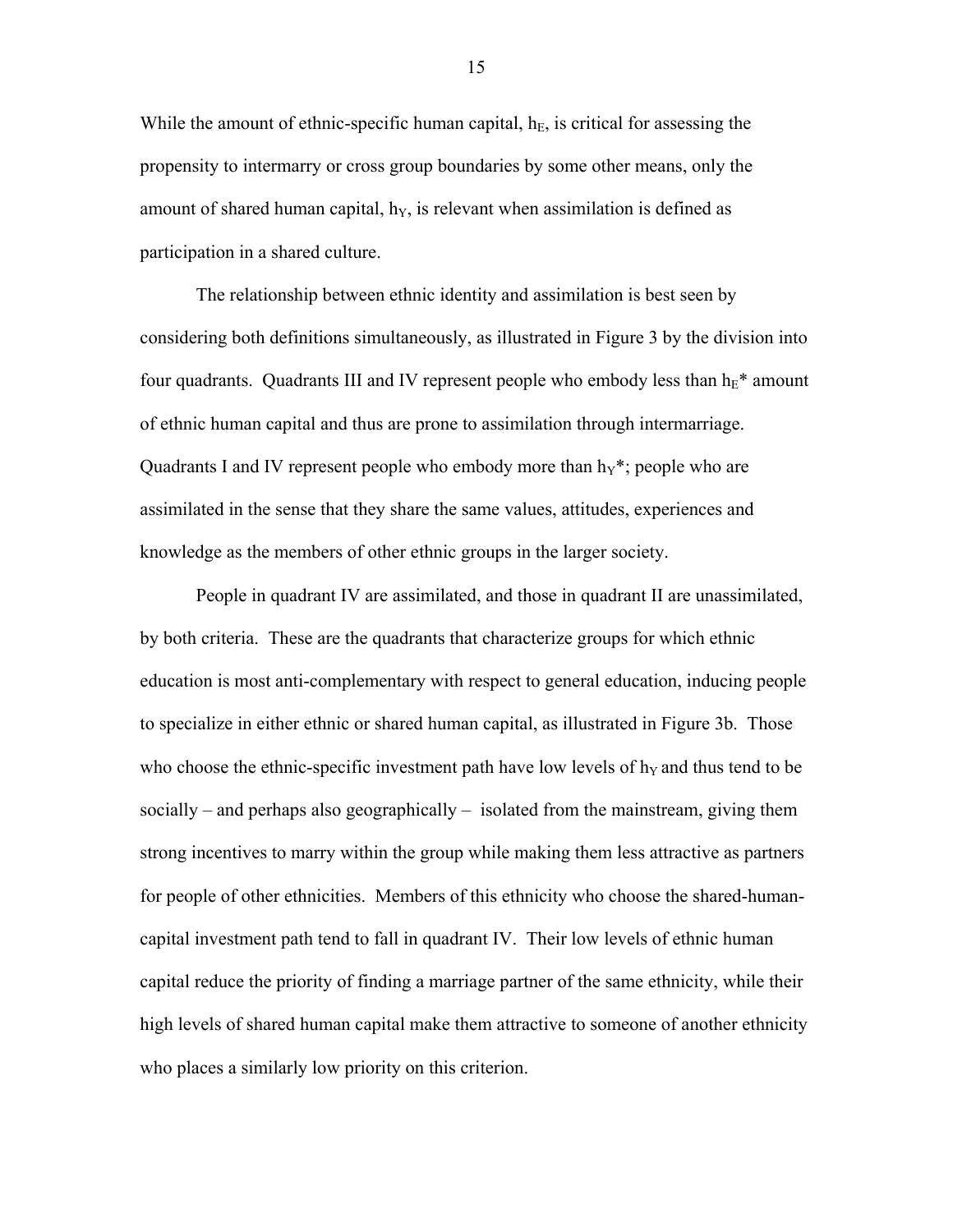While the amount of ethnic-specific human capital, $h_E$, is critical for assessing the propensity to intermarry or cross group boundaries by some other means, only the amount of shared human capital, $h_Y$, is relevant when assimilation is defined as participation in a shared culture.

The relationship between ethnic identity and assimilation is best seen by considering both definitions simultaneously, as illustrated in Figure 3 by the division into four quadrants. Quadrants III and IV represent people who embody less than $h_E$* amount of ethnic human capital and thus are prone to assimilation through intermarriage. Quadrants I and IV represent people who embody more than $h_Y$*; people who are assimilated in the sense that they share the same values, attitudes, experiences and knowledge as the members of other ethnic groups in the larger society.

People in quadrant IV are assimilated, and those in quadrant II are unassimilated, by both criteria. These are the quadrants that characterize groups for which ethnic education is most anti-complementary with respect to general education, inducing people to specialize in either ethnic or shared human capital, as illustrated in Figure 3b. Those who choose the ethnic-specific investment path have low levels of $h_Y$ and thus tend to be socially – and perhaps also geographically – isolated from the mainstream, giving them strong incentives to marry within the group while making them less attractive as partners for people of other ethnicities. Members of this ethnicity who choose the shared-human-capital investment path tend to fall in quadrant IV. Their low levels of ethnic human capital reduce the priority of finding a marriage partner of the same ethnicity, while their high levels of shared human capital make them attractive to someone of another ethnicity who places a similarly low priority on this criterion.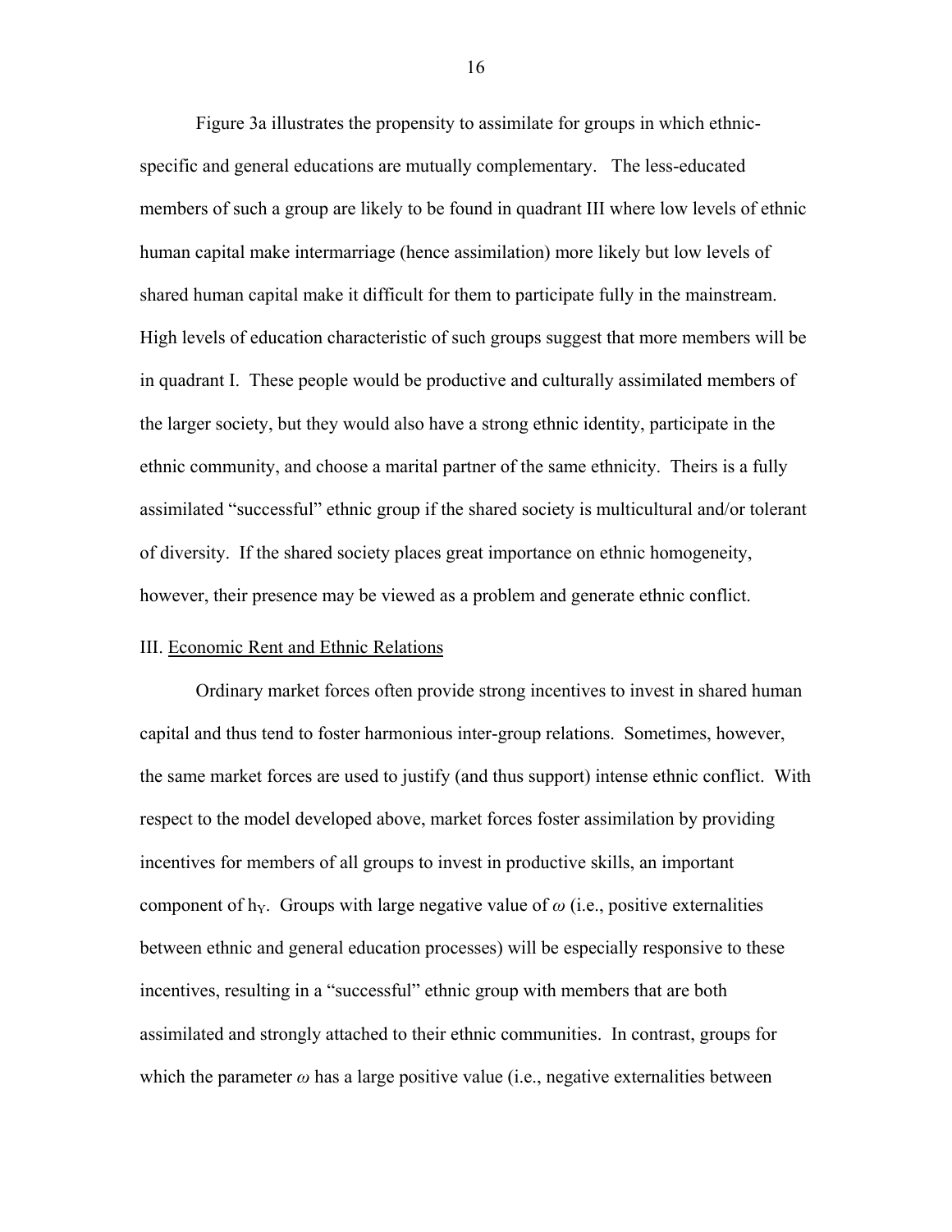Figure 3a illustrates the propensity to assimilate for groups in which ethnic-specific and general educations are mutually complementary. The less-educated members of such a group are likely to be found in quadrant III where low levels of ethnic human capital make intermarriage (hence assimilation) more likely but low levels of shared human capital make it difficult for them to participate fully in the mainstream. High levels of education characteristic of such groups suggest that more members will be in quadrant I. These people would be productive and culturally assimilated members of the larger society, but they would also have a strong ethnic identity, participate in the ethnic community, and choose a marital partner of the same ethnicity. Theirs is a fully assimilated "successful" ethnic group if the shared society is multicultural and/or tolerant of diversity. If the shared society places great importance on ethnic homogeneity, however, their presence may be viewed as a problem and generate ethnic conflict.

## III. Economic Rent and Ethnic Relations

Ordinary market forces often provide strong incentives to invest in shared human capital and thus tend to foster harmonious inter-group relations. Sometimes, however, the same market forces are used to justify (and thus support) intense ethnic conflict. With respect to the model developed above, market forces foster assimilation by providing incentives for members of all groups to invest in productive skills, an important component of $h_Y$. Groups with large negative value of $\omega$ (i.e., positive externalities between ethnic and general education processes) will be especially responsive to these incentives, resulting in a "successful" ethnic group with members that are both assimilated and strongly attached to their ethnic communities. In contrast, groups for which the parameter $\omega$ has a large positive value (i.e., negative externalities between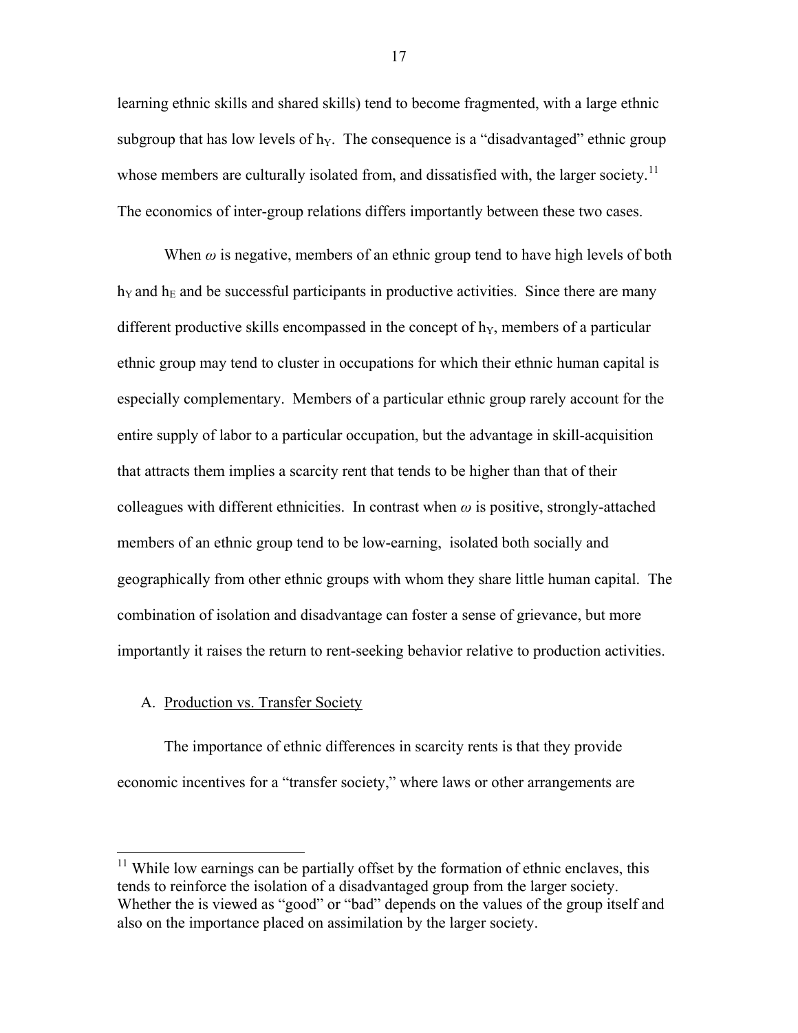learning ethnic skills and shared skills) tend to become fragmented, with a large ethnic subgroup that has low levels of $h_Y$. The consequence is a "disadvantaged" ethnic group whose members are culturally isolated from, and dissatisfied with, the larger society.[11] The economics of inter-group relations differs importantly between these two cases.

When $\omega$ is negative, members of an ethnic group tend to have high levels of both $h_Y$ and $h_E$ and be successful participants in productive activities. Since there are many different productive skills encompassed in the concept of $h_Y$, members of a particular ethnic group may tend to cluster in occupations for which their ethnic human capital is especially complementary. Members of a particular ethnic group rarely account for the entire supply of labor to a particular occupation, but the advantage in skill-acquisition that attracts them implies a scarcity rent that tends to be higher than that of their colleagues with different ethnicities. In contrast when $\omega$ is positive, strongly-attached members of an ethnic group tend to be low-earning, isolated both socially and geographically from other ethnic groups with whom they share little human capital. The combination of isolation and disadvantage can foster a sense of grievance, but more importantly it raises the return to rent-seeking behavior relative to production activities.

### A. Production vs. Transfer Society

The importance of ethnic differences in scarcity rents is that they provide economic incentives for a "transfer society," where laws or other arrangements are

[11] While low earnings can be partially offset by the formation of ethnic enclaves, this tends to reinforce the isolation of a disadvantaged group from the larger society. Whether the is viewed as "good" or "bad" depends on the values of the group itself and also on the importance placed on assimilation by the larger society.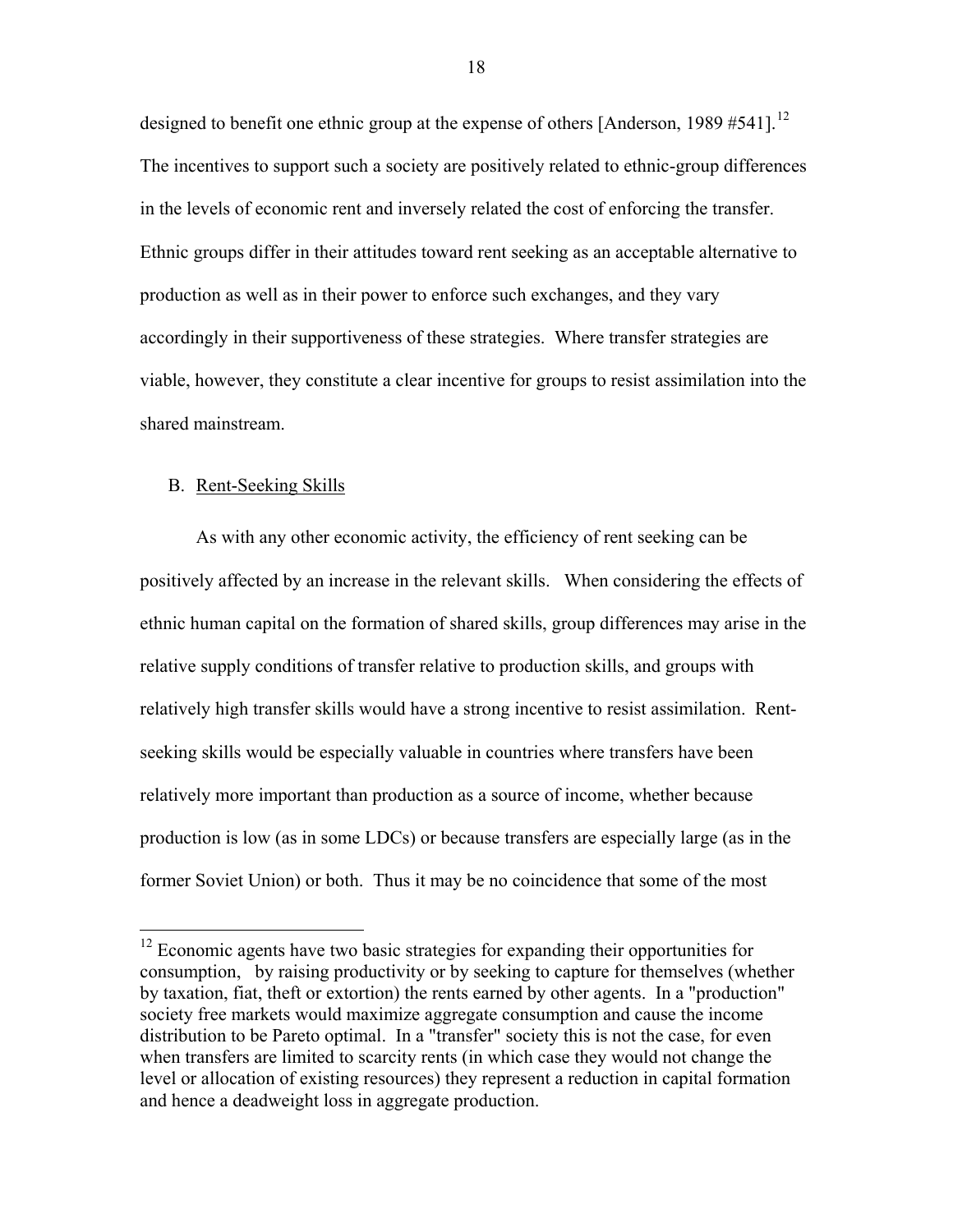designed to benefit one ethnic group at the expense of others [Anderson, 1989 #541].[12] The incentives to support such a society are positively related to ethnic-group differences in the levels of economic rent and inversely related the cost of enforcing the transfer. Ethnic groups differ in their attitudes toward rent seeking as an acceptable alternative to production as well as in their power to enforce such exchanges, and they vary accordingly in their supportiveness of these strategies. Where transfer strategies are viable, however, they constitute a clear incentive for groups to resist assimilation into the shared mainstream.

B. Rent-Seeking Skills

As with any other economic activity, the efficiency of rent seeking can be positively affected by an increase in the relevant skills. When considering the effects of ethnic human capital on the formation of shared skills, group differences may arise in the relative supply conditions of transfer relative to production skills, and groups with relatively high transfer skills would have a strong incentive to resist assimilation. Rent-seeking skills would be especially valuable in countries where transfers have been relatively more important than production as a source of income, whether because production is low (as in some LDCs) or because transfers are especially large (as in the former Soviet Union) or both. Thus it may be no coincidence that some of the most

---

[12] Economic agents have two basic strategies for expanding their opportunities for consumption, by raising productivity or by seeking to capture for themselves (whether by taxation, fiat, theft or extortion) the rents earned by other agents. In a "production" society free markets would maximize aggregate consumption and cause the income distribution to be Pareto optimal. In a "transfer" society this is not the case, for even when transfers are limited to scarcity rents (in which case they would not change the level or allocation of existing resources) they represent a reduction in capital formation and hence a deadweight loss in aggregate production.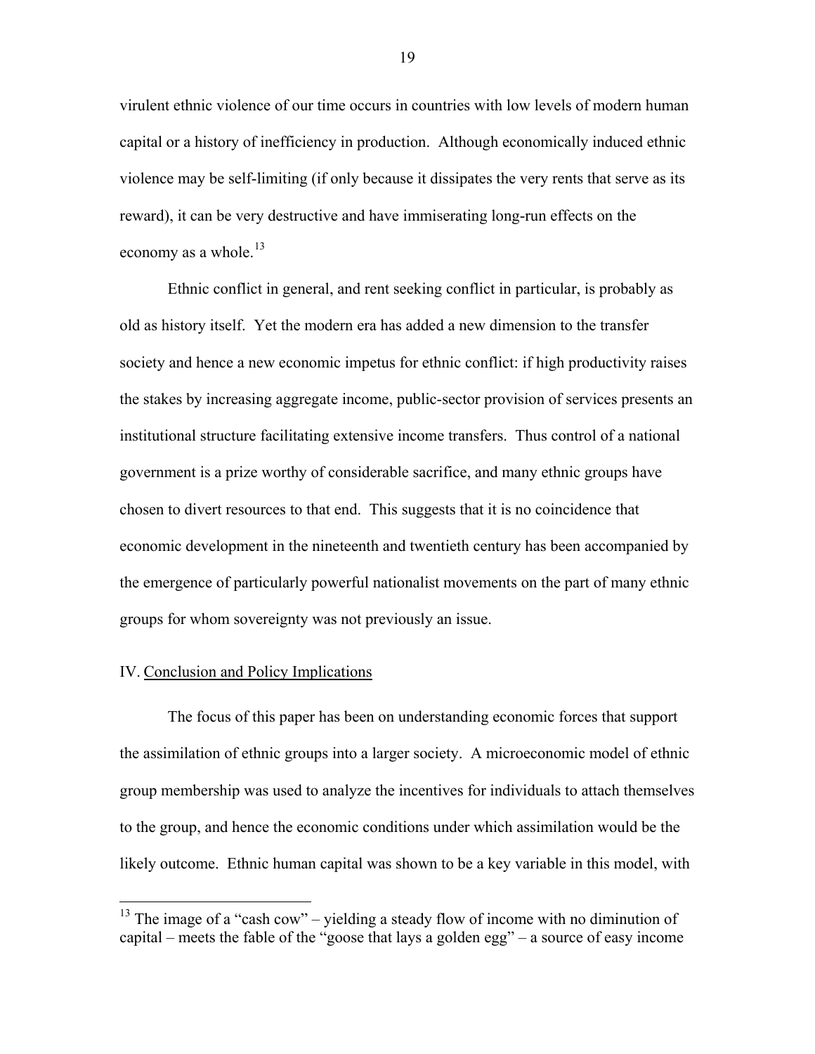virulent ethnic violence of our time occurs in countries with low levels of modern human capital or a history of inefficiency in production. Although economically induced ethnic violence may be self-limiting (if only because it dissipates the very rents that serve as its reward), it can be very destructive and have immiserating long-run effects on the economy as a whole.[13]

Ethnic conflict in general, and rent seeking conflict in particular, is probably as old as history itself. Yet the modern era has added a new dimension to the transfer society and hence a new economic impetus for ethnic conflict: if high productivity raises the stakes by increasing aggregate income, public-sector provision of services presents an institutional structure facilitating extensive income transfers. Thus control of a national government is a prize worthy of considerable sacrifice, and many ethnic groups have chosen to divert resources to that end. This suggests that it is no coincidence that economic development in the nineteenth and twentieth century has been accompanied by the emergence of particularly powerful nationalist movements on the part of many ethnic groups for whom sovereignty was not previously an issue.

## IV. Conclusion and Policy Implications

The focus of this paper has been on understanding economic forces that support the assimilation of ethnic groups into a larger society. A microeconomic model of ethnic group membership was used to analyze the incentives for individuals to attach themselves to the group, and hence the economic conditions under which assimilation would be the likely outcome. Ethnic human capital was shown to be a key variable in this model, with

---

[13] The image of a "cash cow" – yielding a steady flow of income with no diminution of capital – meets the fable of the "goose that lays a golden egg" – a source of easy income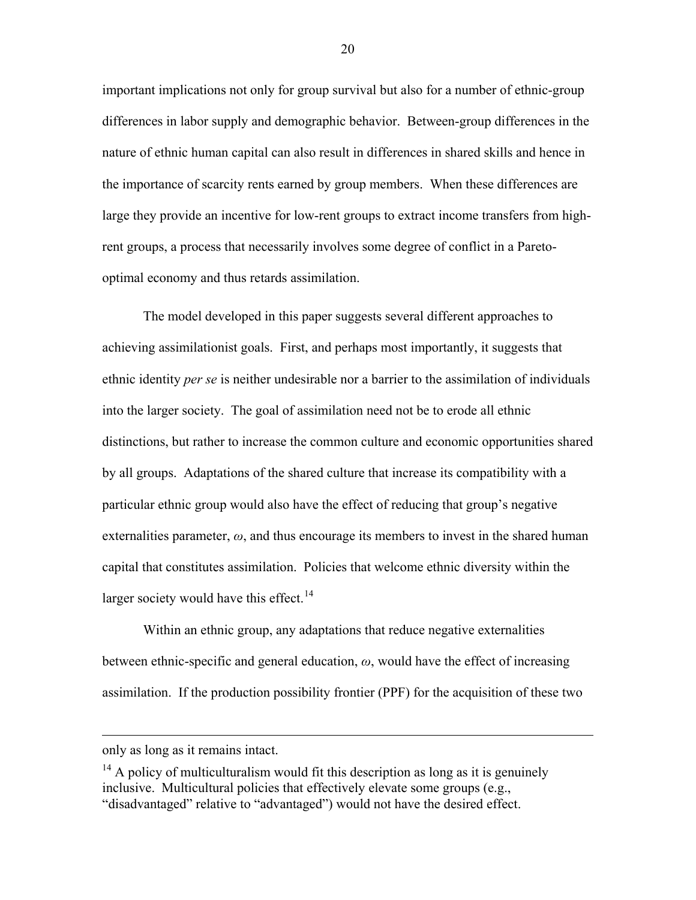important implications not only for group survival but also for a number of ethnic-group differences in labor supply and demographic behavior. Between-group differences in the nature of ethnic human capital can also result in differences in shared skills and hence in the importance of scarcity rents earned by group members. When these differences are large they provide an incentive for low-rent groups to extract income transfers from high-rent groups, a process that necessarily involves some degree of conflict in a Pareto-optimal economy and thus retards assimilation.

The model developed in this paper suggests several different approaches to achieving assimilationist goals. First, and perhaps most importantly, it suggests that ethnic identity *per se* is neither undesirable nor a barrier to the assimilation of individuals into the larger society. The goal of assimilation need not be to erode all ethnic distinctions, but rather to increase the common culture and economic opportunities shared by all groups. Adaptations of the shared culture that increase its compatibility with a particular ethnic group would also have the effect of reducing that group's negative externalities parameter, $\omega$, and thus encourage its members to invest in the shared human capital that constitutes assimilation. Policies that welcome ethnic diversity within the larger society would have this effect.[14]

Within an ethnic group, any adaptations that reduce negative externalities between ethnic-specific and general education, $\omega$, would have the effect of increasing assimilation. If the production possibility frontier (PPF) for the acquisition of these two

---

only as long as it remains intact.

[14] A policy of multiculturalism would fit this description as long as it is genuinely inclusive. Multicultural policies that effectively elevate some groups (e.g., "disadvantaged" relative to "advantaged") would not have the desired effect.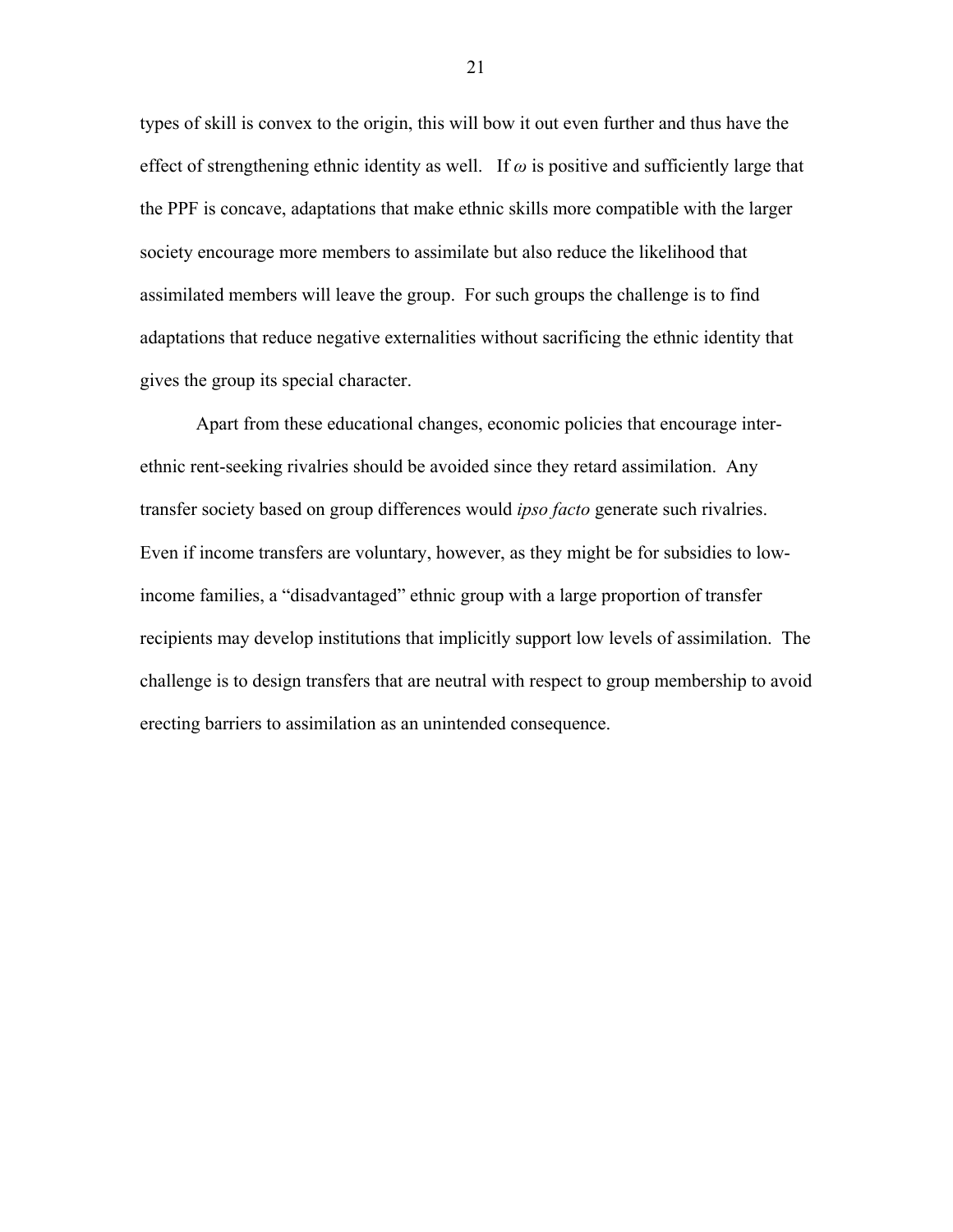types of skill is convex to the origin, this will bow it out even further and thus have the effect of strengthening ethnic identity as well. If $\omega$ is positive and sufficiently large that the PPF is concave, adaptations that make ethnic skills more compatible with the larger society encourage more members to assimilate but also reduce the likelihood that assimilated members will leave the group. For such groups the challenge is to find adaptations that reduce negative externalities without sacrificing the ethnic identity that gives the group its special character.

Apart from these educational changes, economic policies that encourage inter-ethnic rent-seeking rivalries should be avoided since they retard assimilation. Any transfer society based on group differences would *ipso facto* generate such rivalries. Even if income transfers are voluntary, however, as they might be for subsidies to low-income families, a "disadvantaged" ethnic group with a large proportion of transfer recipients may develop institutions that implicitly support low levels of assimilation. The challenge is to design transfers that are neutral with respect to group membership to avoid erecting barriers to assimilation as an unintended consequence.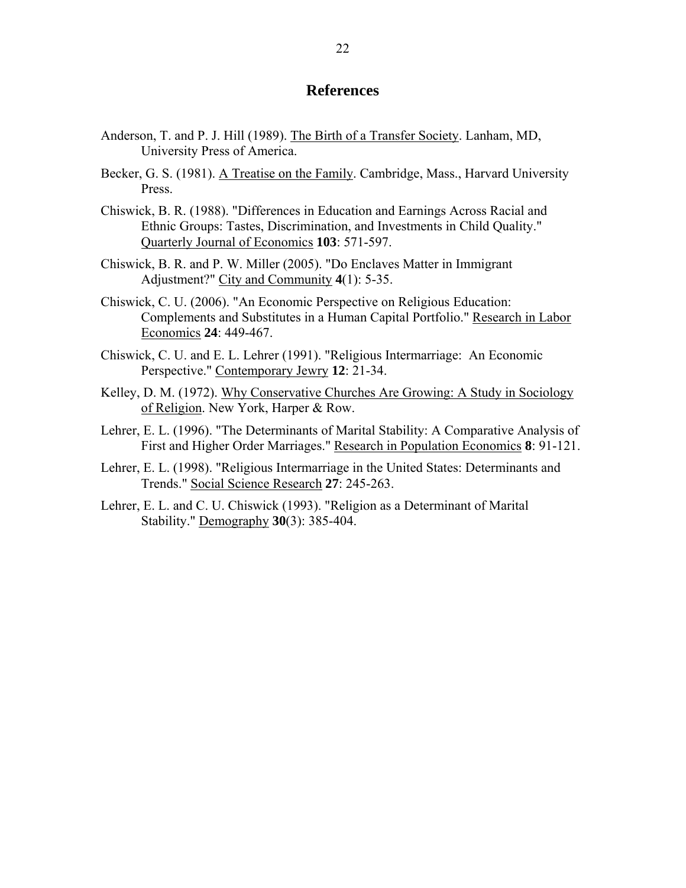## References

Anderson, T. and P. J. Hill (1989). The Birth of a Transfer Society. Lanham, MD, University Press of America.

Becker, G. S. (1981). A Treatise on the Family. Cambridge, Mass., Harvard University Press.

Chiswick, B. R. (1988). "Differences in Education and Earnings Across Racial and Ethnic Groups: Tastes, Discrimination, and Investments in Child Quality." Quarterly Journal of Economics **103**: 571-597.

Chiswick, B. R. and P. W. Miller (2005). "Do Enclaves Matter in Immigrant Adjustment?" City and Community **4**(1): 5-35.

Chiswick, C. U. (2006). "An Economic Perspective on Religious Education: Complements and Substitutes in a Human Capital Portfolio." Research in Labor Economics **24**: 449-467.

Chiswick, C. U. and E. L. Lehrer (1991). "Religious Intermarriage: An Economic Perspective." Contemporary Jewry **12**: 21-34.

Kelley, D. M. (1972). Why Conservative Churches Are Growing: A Study in Sociology of Religion. New York, Harper & Row.

Lehrer, E. L. (1996). "The Determinants of Marital Stability: A Comparative Analysis of First and Higher Order Marriages." Research in Population Economics **8**: 91-121.

Lehrer, E. L. (1998). "Religious Intermarriage in the United States: Determinants and Trends." Social Science Research **27**: 245-263.

Lehrer, E. L. and C. U. Chiswick (1993). "Religion as a Determinant of Marital Stability." Demography **30**(3): 385-404.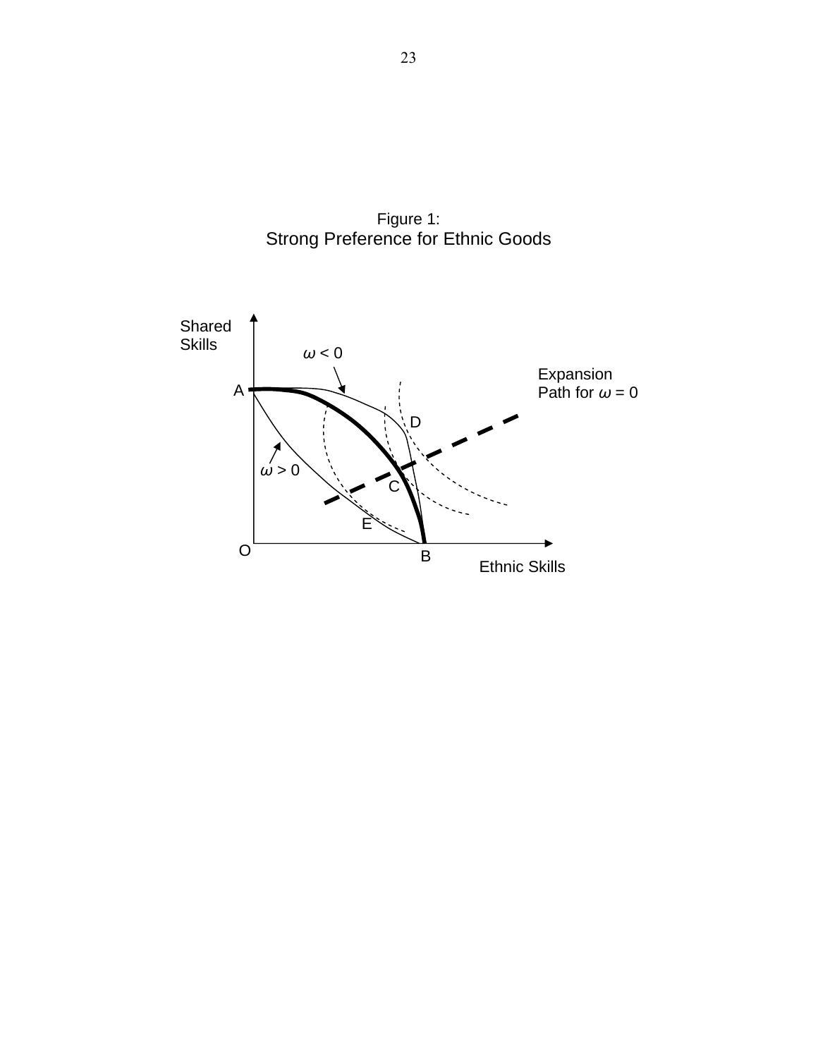Figure 1:
Strong Preference for Ethnic Goods

Shared Skills

$\omega < 0$

Expansion Path for $\omega = 0$

A

D

$\omega > 0$

C

E

O

B

Ethnic Skills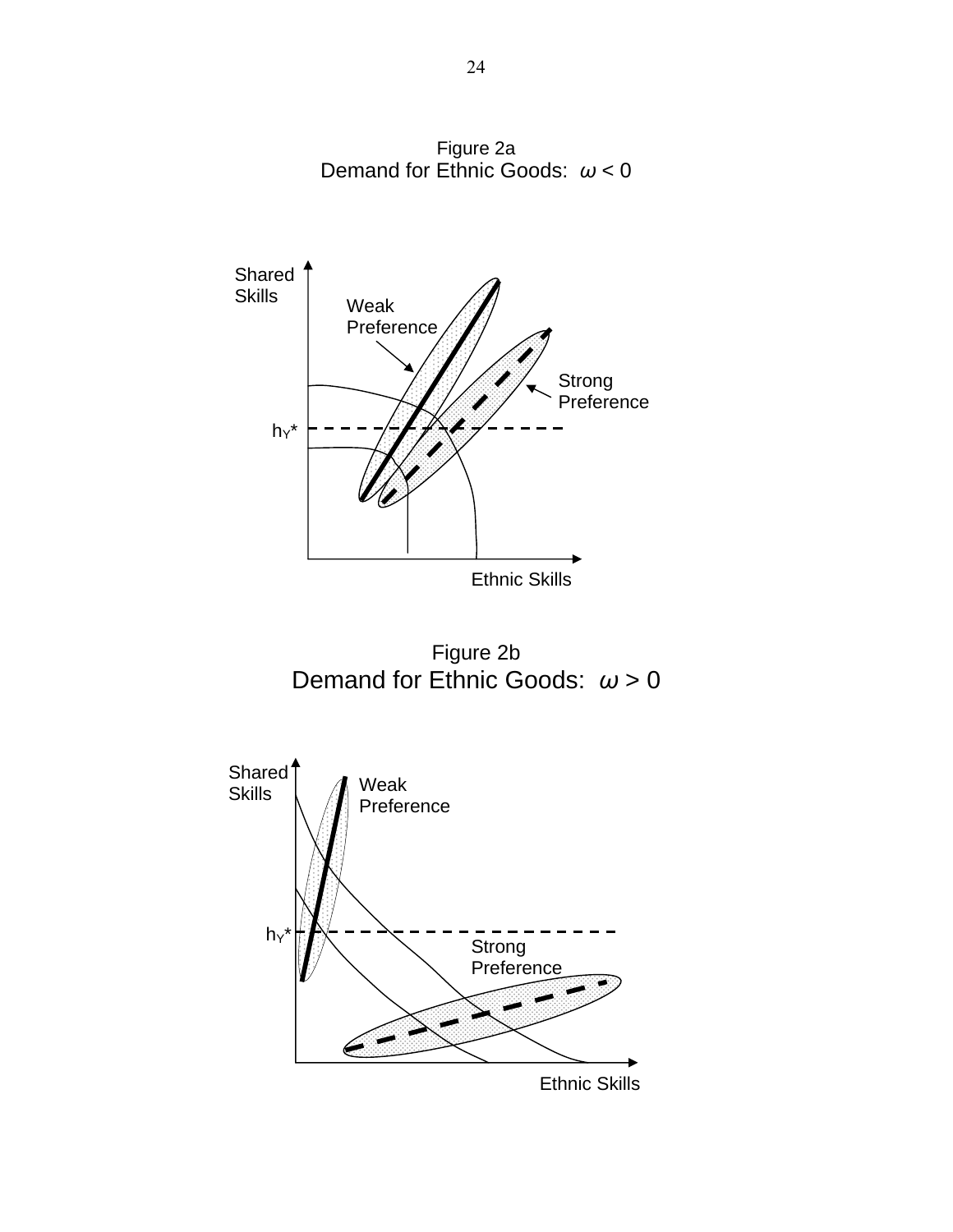Figure 2a
Demand for Ethnic Goods: $\omega < 0$

Figure 2b
Demand for Ethnic Goods: $\omega > 0$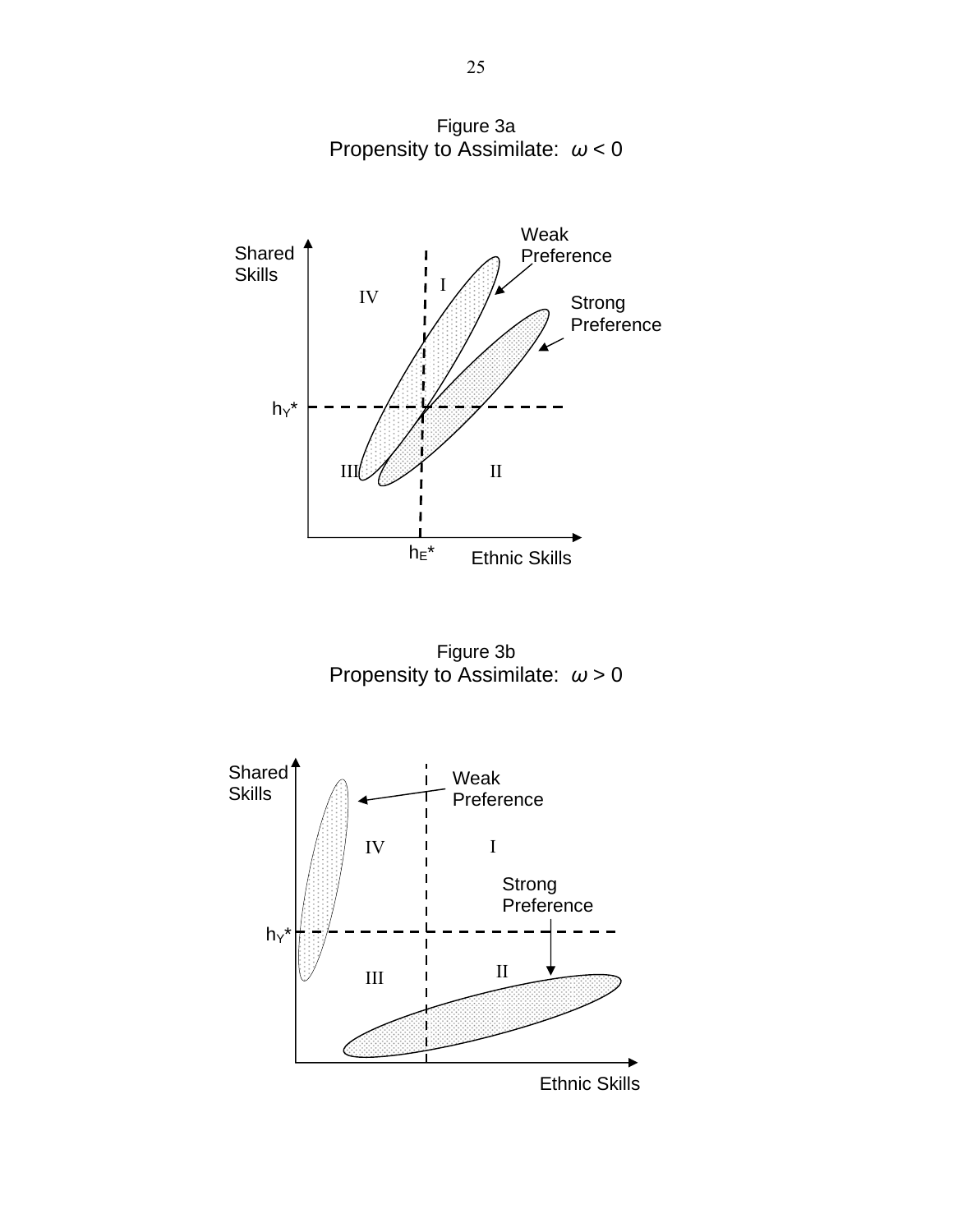Figure 3a
Propensity to Assimilate: $\omega < 0$

Weak
Preference

Shared
Skills

I

IV

Strong
Preference

$h_Y$*

III

II

$h_E$*

Ethnic Skills

Figure 3b
Propensity to Assimilate: $\omega > 0$

Shared
Skills

Weak
Preference

IV

I

Strong
Preference

$h_Y$*

III

II

Ethnic Skills